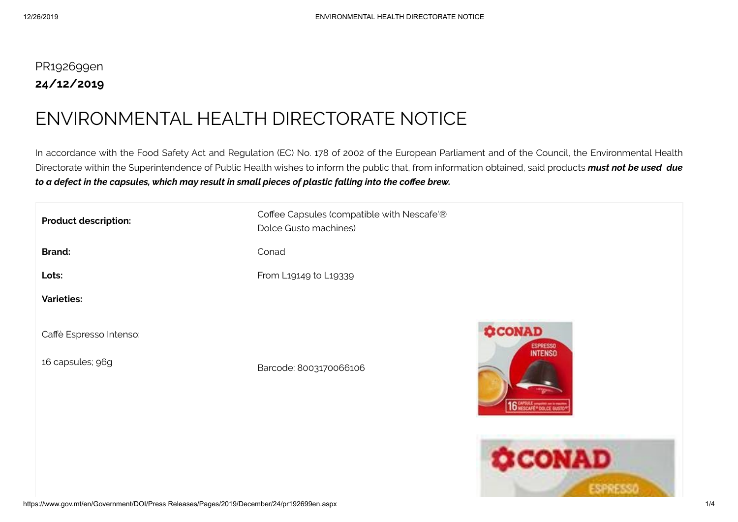PR192699en

**24/12/2019**

# ENVIRONMENTAL HEALTH DIRECTORATE NOTICE

In accordance with the Food Safety Act and Regulation (EC) No. 178 of 2002 of the European Parliament and of the Council, the Environmental Health Directorate within the Superintendence of Public Health wishes to inform the public that, from information obtained, said products ***must not be used due to a defect in the capsules, which may result in small pieces of plastic falling into the coffee brew.***

| | |
|---|---|
| **Product description:** | Coffee Capsules (compatible with Nescafe'® Dolce Gusto machines) |
| **Brand:** | Conad |
| **Lots:** | From L19149 to L19339 |
| **Varieties:** | |
| Caffè Espresso Intenso: <br> 16 capsules; 96g | Barcode: 8003170066106 |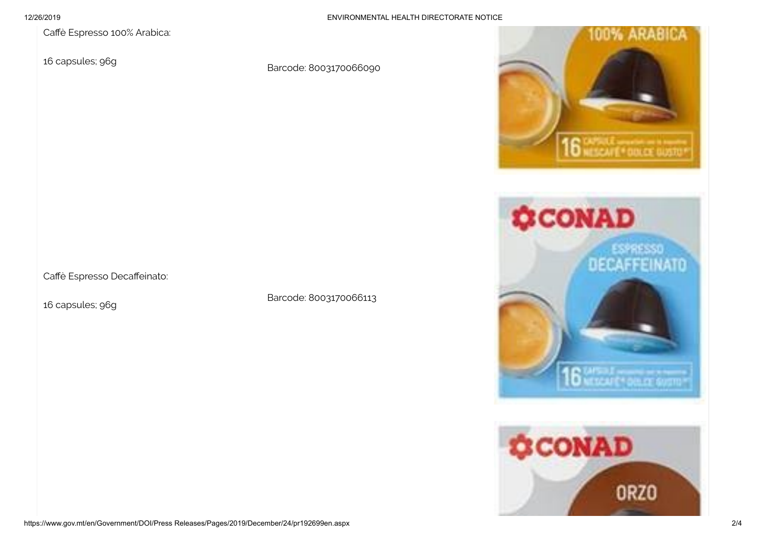Caffè Espresso 100% Arabica:

16 capsules; 96g

Barcode: 8003170066090

Caffè Espresso Decaffeinato:

16 capsules; 96g

Barcode: 8003170066113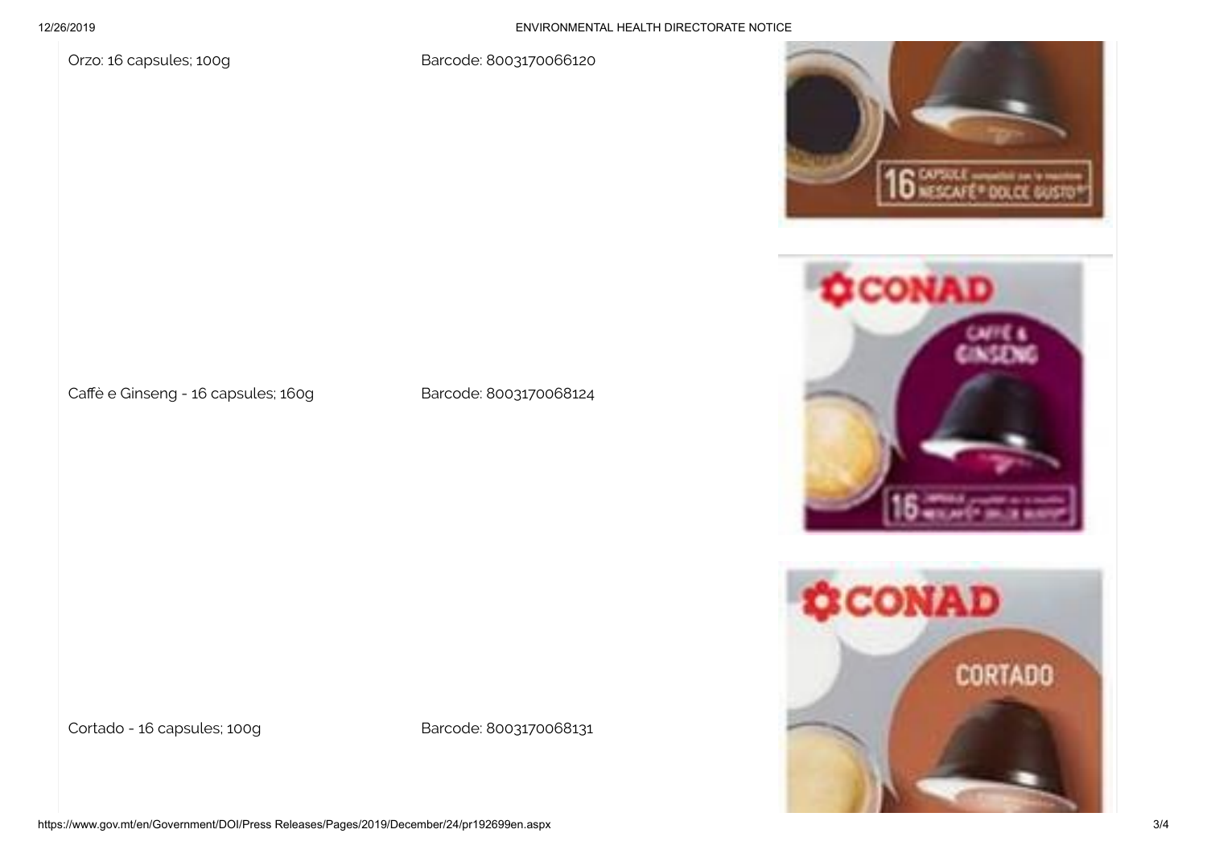| | | |
|---|---|---|
| Orzo: 16 capsules; 100g | Barcode: 8003170066120 | |
| Caffè e Ginseng - 16 capsules; 160g | Barcode: 8003170068124 | |
| Cortado - 16 capsules; 100g | Barcode: 8003170068131 | |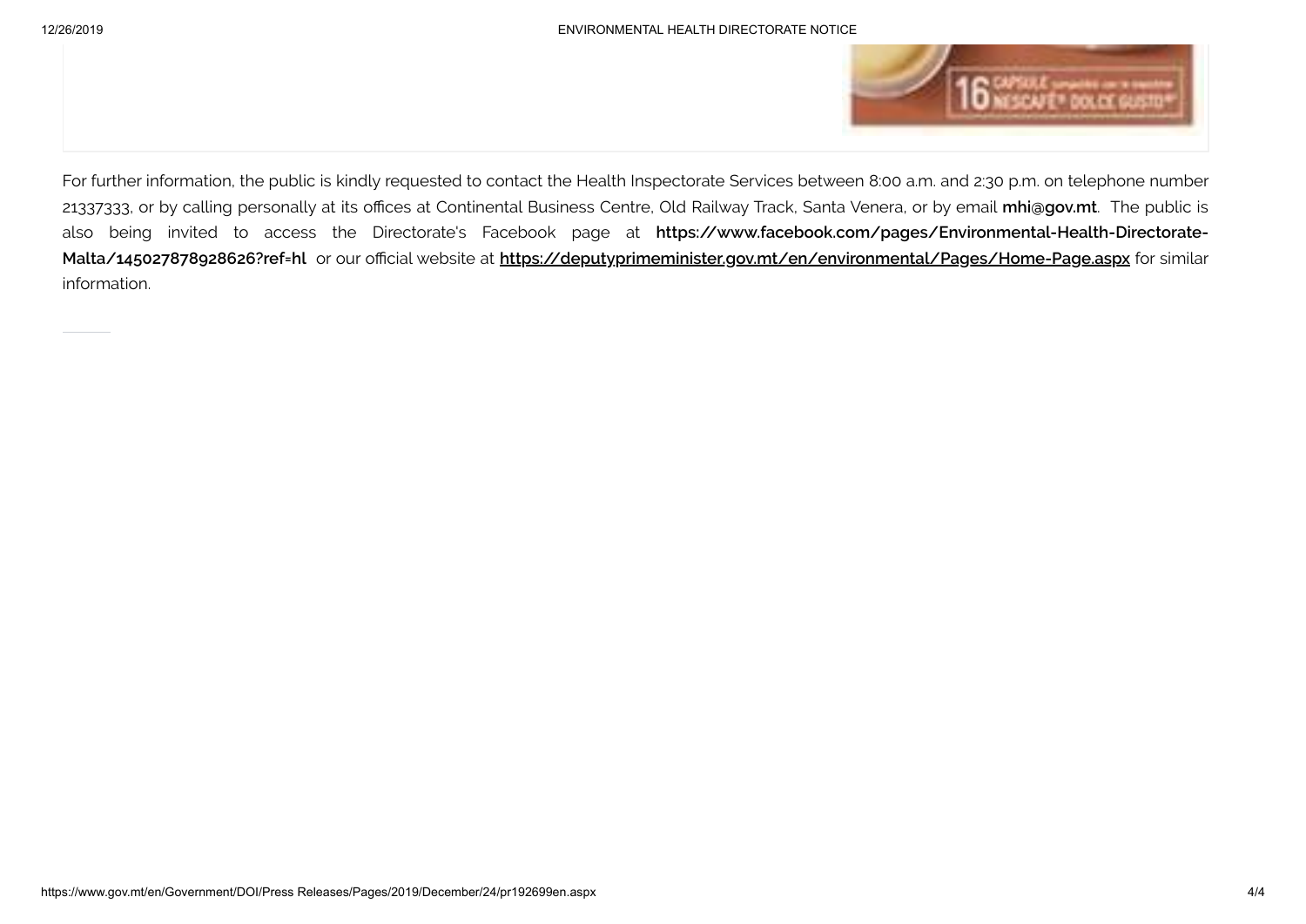For further information, the public is kindly requested to contact the Health Inspectorate Services between 8:00 a.m. and 2:30 p.m. on telephone number 21337333, or by calling personally at its offices at Continental Business Centre, Old Railway Track, Santa Venera, or by email **mhi@gov.mt**. The public is also being invited to access the Directorate's Facebook page at **https://www.facebook.com/pages/Environmental-Health-Directorate-Malta/145027878928626?ref=hl** or our official website at **https://deputyprimeminister.gov.mt/en/environmental/Pages/Home-Page.aspx** for similar information.